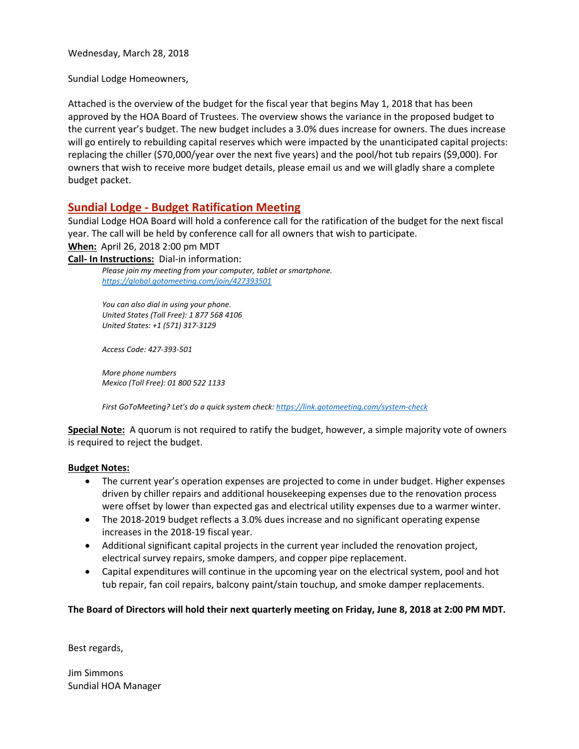Wednesday, March 28, 2018

Sundial Lodge Homeowners,

Attached is the overview of the budget for the fiscal year that begins May 1, 2018 that has been approved by the HOA Board of Trustees. The overview shows the variance in the proposed budget to the current year's budget. The new budget includes a 3.0% dues increase for owners. The dues increase will go entirely to rebuilding capital reserves which were impacted by the unanticipated capital projects: replacing the chiller ($70,000/year over the next five years) and the pool/hot tub repairs ($9,000). For owners that wish to receive more budget details, please email us and we will gladly share a complete budget packet.

## Sundial Lodge - Budget Ratification Meeting

Sundial Lodge HOA Board will hold a conference call for the ratification of the budget for the next fiscal year. The call will be held by conference call for all owners that wish to participate.

**When:** April 26, 2018 2:00 pm MDT

**Call- In Instructions:** Dial-in information:

*Please join my meeting from your computer, tablet or smartphone.*
*https://global.gotomeeting.com/join/427393501*

*You can also dial in using your phone.*
*United States (Toll Free): 1 877 568 4106*
*United States: +1 (571) 317-3129*

*Access Code: 427-393-501*

*More phone numbers*
*Mexico (Toll Free): 01 800 522 1133*

*First GoToMeeting? Let's do a quick system check: https://link.gotomeeting.com/system-check*

**Special Note:** A quorum is not required to ratify the budget, however, a simple majority vote of owners is required to reject the budget.

**Budget Notes:**

- The current year's operation expenses are projected to come in under budget. Higher expenses driven by chiller repairs and additional housekeeping expenses due to the renovation process were offset by lower than expected gas and electrical utility expenses due to a warmer winter.
- The 2018-2019 budget reflects a 3.0% dues increase and no significant operating expense increases in the 2018-19 fiscal year.
- Additional significant capital projects in the current year included the renovation project, electrical survey repairs, smoke dampers, and copper pipe replacement.
- Capital expenditures will continue in the upcoming year on the electrical system, pool and hot tub repair, fan coil repairs, balcony paint/stain touchup, and smoke damper replacements.

**The Board of Directors will hold their next quarterly meeting on Friday, June 8, 2018 at 2:00 PM MDT.**

Best regards,

Jim Simmons
Sundial HOA Manager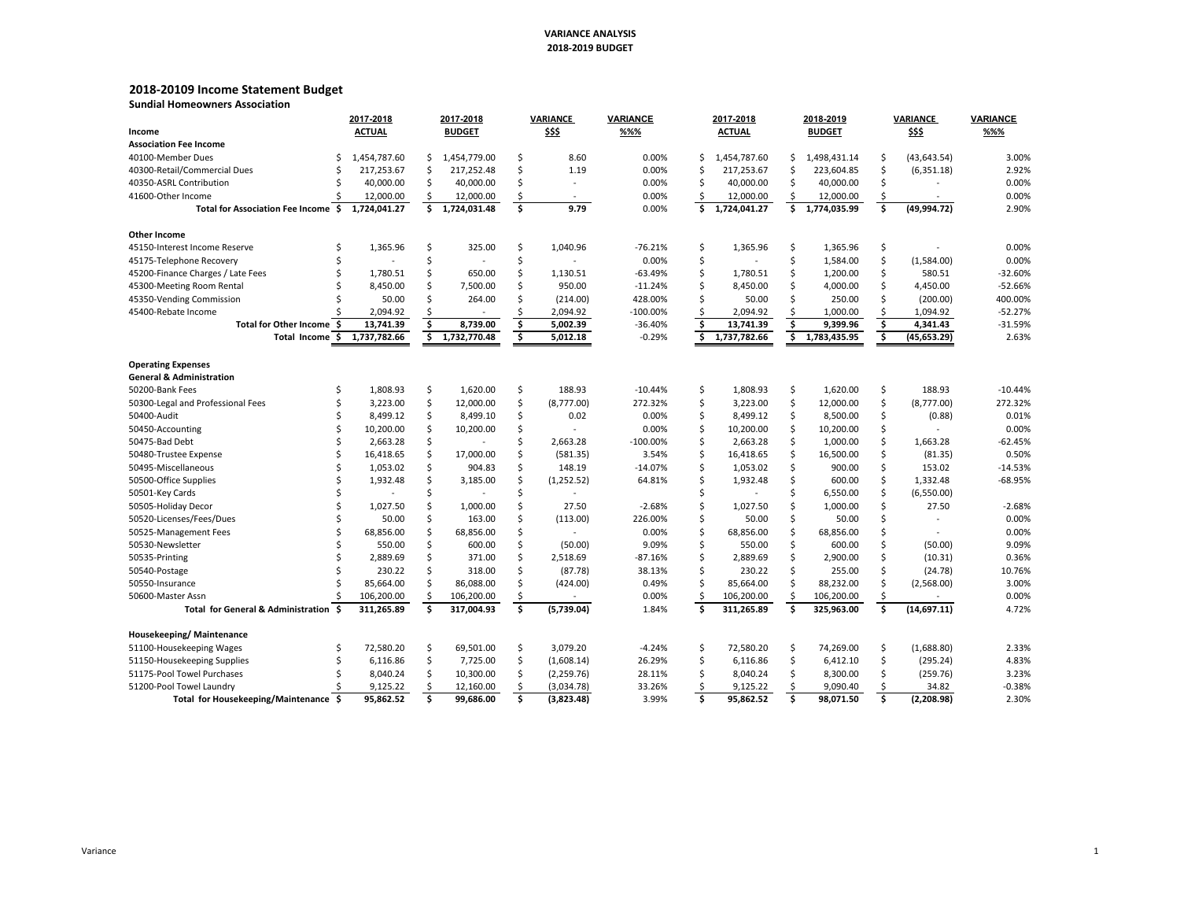**VARIANCE ANALYSIS**
**2018-2019 BUDGET**

## 2018-20109 Income Statement Budget

**Sundial Homeowners Association**

| Income | 2017-2018 ACTUAL | 2017-2018 BUDGET | VARIANCE $$$ | VARIANCE %%% | 2017-2018 ACTUAL | 2018-2019 BUDGET | VARIANCE $$$ | VARIANCE %%% |
|---|---|---|---|---|---|---|---|---|
| **Association Fee Income** | | | | | | | | |
| 40100-Member Dues | $ 1,454,787.60 | $ 1,454,779.00 | $ 8.60 | 0.00% | $ 1,454,787.60 | $ 1,498,431.14 | $ (43,643.54) | 3.00% |
| 40300-Retail/Commercial Dues | $ 217,253.67 | $ 217,252.48 | $ 1.19 | 0.00% | $ 217,253.67 | $ 223,604.85 | $ (6,351.18) | 2.92% |
| 40350-ASRL Contribution | $ 40,000.00 | $ 40,000.00 | $ - | 0.00% | $ 40,000.00 | $ 40,000.00 | $ - | 0.00% |
| 41600-Other Income | $ 12,000.00 | $ 12,000.00 | $ - | 0.00% | $ 12,000.00 | $ 12,000.00 | $ - | 0.00% |
| **Total for Association Fee Income** | **$ 1,724,041.27** | **$ 1,724,031.48** | **$ 9.79** | 0.00% | **$ 1,724,041.27** | **$ 1,774,035.99** | **$ (49,994.72)** | 2.90% |
| **Other Income** | | | | | | | | |
| 45150-Interest Income Reserve | $ 1,365.96 | $ 325.00 | $ 1,040.96 | -76.21% | $ 1,365.96 | $ 1,365.96 | $ - | 0.00% |
| 45175-Telephone Recovery | $ - | $ - | $ - | 0.00% | $ - | $ 1,584.00 | $ (1,584.00) | 0.00% |
| 45200-Finance Charges / Late Fees | $ 1,780.51 | $ 650.00 | $ 1,130.51 | -63.49% | $ 1,780.51 | $ 1,200.00 | $ 580.51 | -32.60% |
| 45300-Meeting Room Rental | $ 8,450.00 | $ 7,500.00 | $ 950.00 | -11.24% | $ 8,450.00 | $ 4,000.00 | $ 4,450.00 | -52.66% |
| 45350-Vending Commission | $ 50.00 | $ 264.00 | $ (214.00) | 428.00% | $ 50.00 | $ 250.00 | $ (200.00) | 400.00% |
| 45400-Rebate Income | $ 2,094.92 | $ - | $ 2,094.92 | -100.00% | $ 2,094.92 | $ 1,000.00 | $ 1,094.92 | -52.27% |
| **Total for Other Income** | **$ 13,741.39** | **$ 8,739.00** | **$ 5,002.39** | -36.40% | **$ 13,741.39** | **$ 9,399.96** | **$ 4,341.43** | -31.59% |
| **Total Income** | **$ 1,737,782.66** | **$ 1,732,770.48** | **$ 5,012.18** | -0.29% | **$ 1,737,782.66** | **$ 1,783,435.95** | **$ (45,653.29)** | 2.63% |
| **Operating Expenses** | | | | | | | | |
| **General & Administration** | | | | | | | | |
| 50200-Bank Fees | $ 1,808.93 | $ 1,620.00 | $ 188.93 | -10.44% | $ 1,808.93 | $ 1,620.00 | $ 188.93 | -10.44% |
| 50300-Legal and Professional Fees | $ 3,223.00 | $ 12,000.00 | $ (8,777.00) | 272.32% | $ 3,223.00 | $ 12,000.00 | $ (8,777.00) | 272.32% |
| 50400-Audit | $ 8,499.12 | $ 8,499.10 | $ 0.02 | 0.00% | $ 8,499.12 | $ 8,500.00 | $ (0.88) | 0.01% |
| 50450-Accounting | $ 10,200.00 | $ 10,200.00 | $ - | 0.00% | $ 10,200.00 | $ 10,200.00 | $ - | 0.00% |
| 50475-Bad Debt | $ 2,663.28 | $ - | $ 2,663.28 | -100.00% | $ 2,663.28 | $ 1,000.00 | $ 1,663.28 | -62.45% |
| 50480-Trustee Expense | $ 16,418.65 | $ 17,000.00 | $ (581.35) | 3.54% | $ 16,418.65 | $ 16,500.00 | $ (81.35) | 0.50% |
| 50495-Miscellaneous | $ 1,053.02 | $ 904.83 | $ 148.19 | -14.07% | $ 1,053.02 | $ 900.00 | $ 153.02 | -14.53% |
| 50500-Office Supplies | $ 1,932.48 | $ 3,185.00 | $ (1,252.52) | 64.81% | $ 1,932.48 | $ 600.00 | $ 1,332.48 | -68.95% |
| 50501-Key Cards | $ - | $ - | $ - | | $ - | $ 6,550.00 | $ (6,550.00) | |
| 50505-Holiday Decor | $ 1,027.50 | $ 1,000.00 | $ 27.50 | -2.68% | $ 1,027.50 | $ 1,000.00 | $ 27.50 | -2.68% |
| 50520-Licenses/Fees/Dues | $ 50.00 | $ 163.00 | $ (113.00) | 226.00% | $ 50.00 | $ 50.00 | $ - | 0.00% |
| 50525-Management Fees | $ 68,856.00 | $ 68,856.00 | $ - | 0.00% | $ 68,856.00 | $ 68,856.00 | $ - | 0.00% |
| 50530-Newsletter | $ 550.00 | $ 600.00 | $ (50.00) | 9.09% | $ 550.00 | $ 600.00 | $ (50.00) | 9.09% |
| 50535-Printing | $ 2,889.69 | $ 371.00 | $ 2,518.69 | -87.16% | $ 2,889.69 | $ 2,900.00 | $ (10.31) | 0.36% |
| 50540-Postage | $ 230.22 | $ 318.00 | $ (87.78) | 38.13% | $ 230.22 | $ 255.00 | $ (24.78) | 10.76% |
| 50550-Insurance | $ 85,664.00 | $ 86,088.00 | $ (424.00) | 0.49% | $ 85,664.00 | $ 88,232.00 | $ (2,568.00) | 3.00% |
| 50600-Master Assn | $ 106,200.00 | $ 106,200.00 | $ - | 0.00% | $ 106,200.00 | $ 106,200.00 | $ - | 0.00% |
| **Total for General & Administration** | **$ 311,265.89** | **$ 317,004.93** | **$ (5,739.04)** | 1.84% | **$ 311,265.89** | **$ 325,963.00** | **$ (14,697.11)** | 4.72% |
| **Housekeeping/ Maintenance** | | | | | | | | |
| 51100-Housekeeping Wages | $ 72,580.20 | $ 69,501.00 | $ 3,079.20 | -4.24% | $ 72,580.20 | $ 74,269.00 | $ (1,688.80) | 2.33% |
| 51150-Housekeeping Supplies | $ 6,116.86 | $ 7,725.00 | $ (1,608.14) | 26.29% | $ 6,116.86 | $ 6,412.10 | $ (295.24) | 4.83% |
| 51175-Pool Towel Purchases | $ 8,040.24 | $ 10,300.00 | $ (2,259.76) | 28.11% | $ 8,040.24 | $ 8,300.00 | $ (259.76) | 3.23% |
| 51200-Pool Towel Laundry | $ 9,125.22 | $ 12,160.00 | $ (3,034.78) | 33.26% | $ 9,125.22 | $ 9,090.40 | $ 34.82 | -0.38% |
| **Total for Housekeeping/Maintenance** | **$ 95,862.52** | **$ 99,686.00** | **$ (3,823.48)** | 3.99% | **$ 95,862.52** | **$ 98,071.50** | **$ (2,208.98)** | 2.30% |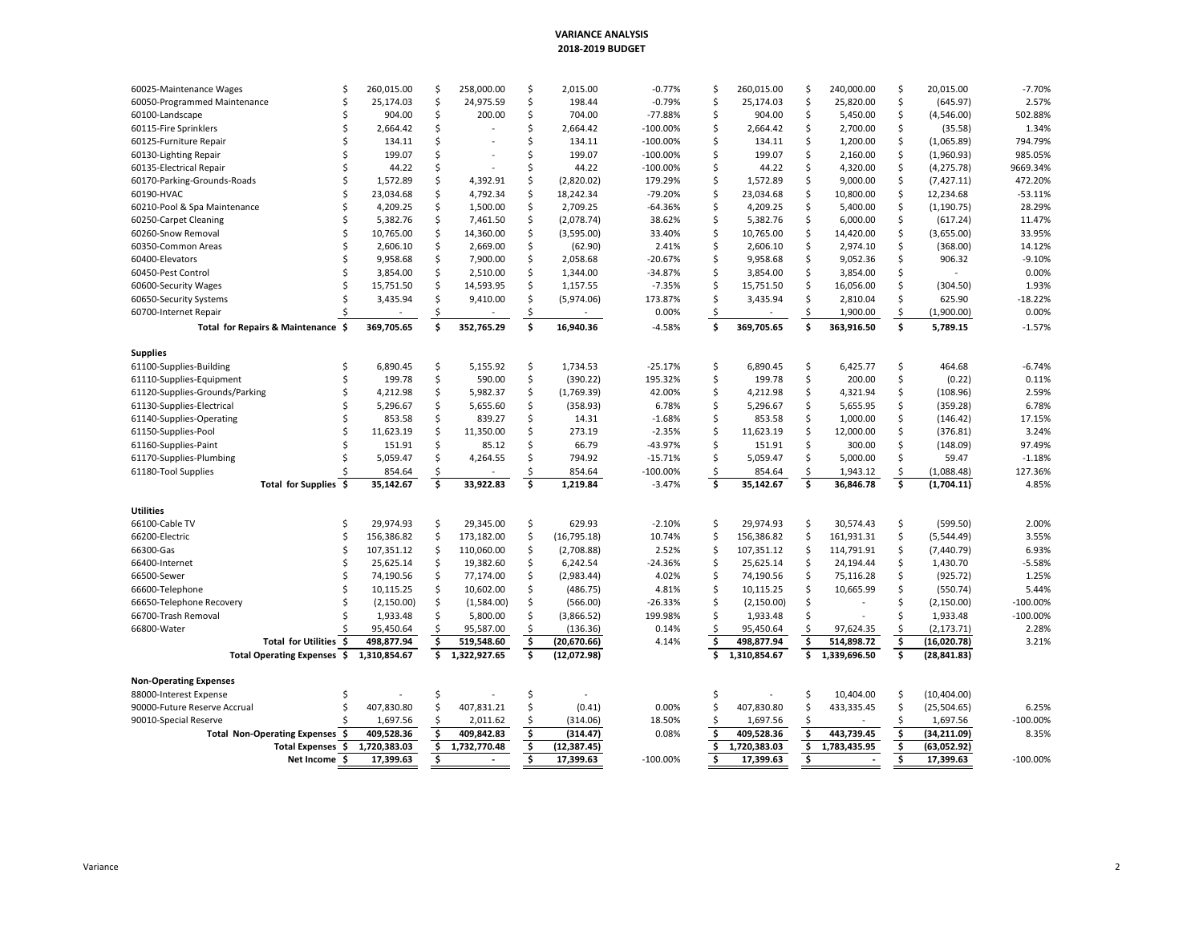# VARIANCE ANALYSIS
## 2018-2019 BUDGET

| | | | | | | | | |
|---|---|---|---|---|---|---|---|---|
| 60025-Maintenance Wages | $ 260,015.00 | $ 258,000.00 | $ 2,015.00 | -0.77% | $ 260,015.00 | $ 240,000.00 | $ 20,015.00 | -7.70% |
| 60050-Programmed Maintenance | $ 25,174.03 | $ 24,975.59 | $ 198.44 | -0.79% | $ 25,174.03 | $ 25,820.00 | $ (645.97) | 2.57% |
| 60100-Landscape | $ 904.00 | $ 200.00 | $ 704.00 | -77.88% | $ 904.00 | $ 5,450.00 | $ (4,546.00) | 502.88% |
| 60115-Fire Sprinklers | $ 2,664.42 | $ - | $ 2,664.42 | -100.00% | $ 2,664.42 | $ 2,700.00 | $ (35.58) | 1.34% |
| 60125-Furniture Repair | $ 134.11 | $ - | $ 134.11 | -100.00% | $ 134.11 | $ 1,200.00 | $ (1,065.89) | 794.79% |
| 60130-Lighting Repair | $ 199.07 | $ - | $ 199.07 | -100.00% | $ 199.07 | $ 2,160.00 | $ (1,960.93) | 985.05% |
| 60135-Electrical Repair | $ 44.22 | $ - | $ 44.22 | -100.00% | $ 44.22 | $ 4,320.00 | $ (4,275.78) | 9669.34% |
| 60170-Parking-Grounds-Roads | $ 1,572.89 | $ 4,392.91 | $ (2,820.02) | 179.29% | $ 1,572.89 | $ 9,000.00 | $ (7,427.11) | 472.20% |
| 60190-HVAC | $ 23,034.68 | $ 4,792.34 | $ 18,242.34 | -79.20% | $ 23,034.68 | $ 10,800.00 | $ 12,234.68 | -53.11% |
| 60210-Pool & Spa Maintenance | $ 4,209.25 | $ 1,500.00 | $ 2,709.25 | -64.36% | $ 4,209.25 | $ 5,400.00 | $ (1,190.75) | 28.29% |
| 60250-Carpet Cleaning | $ 5,382.76 | $ 7,461.50 | $ (2,078.74) | 38.62% | $ 5,382.76 | $ 6,000.00 | $ (617.24) | 11.47% |
| 60260-Snow Removal | $ 10,765.00 | $ 14,360.00 | $ (3,595.00) | 33.40% | $ 10,765.00 | $ 14,420.00 | $ (3,655.00) | 33.95% |
| 60350-Common Areas | $ 2,606.10 | $ 2,669.00 | $ (62.90) | 2.41% | $ 2,606.10 | $ 2,974.10 | $ (368.00) | 14.12% |
| 60400-Elevators | $ 9,958.68 | $ 7,900.00 | $ 2,058.68 | -20.67% | $ 9,958.68 | $ 9,052.36 | $ 906.32 | -9.10% |
| 60450-Pest Control | $ 3,854.00 | $ 2,510.00 | $ 1,344.00 | -34.87% | $ 3,854.00 | $ 3,854.00 | $ - | 0.00% |
| 60600-Security Wages | $ 15,751.50 | $ 14,593.95 | $ 1,157.55 | -7.35% | $ 15,751.50 | $ 16,056.00 | $ (304.50) | 1.93% |
| 60650-Security Systems | $ 3,435.94 | $ 9,410.00 | $ (5,974.06) | 173.87% | $ 3,435.94 | $ 2,810.04 | $ 625.90 | -18.22% |
| 60700-Internet Repair | $ - | $ - | $ - | 0.00% | $ - | $ 1,900.00 | $ (1,900.00) | 0.00% |
| **Total for Repairs & Maintenance** | **$ 369,705.65** | **$ 352,765.29** | **$ 16,940.36** | -4.58% | **$ 369,705.65** | **$ 363,916.50** | **$ 5,789.15** | -1.57% |
| **Supplies** | | | | | | | | |
| 61100-Supplies-Building | $ 6,890.45 | $ 5,155.92 | $ 1,734.53 | -25.17% | $ 6,890.45 | $ 6,425.77 | $ 464.68 | -6.74% |
| 61110-Supplies-Equipment | $ 199.78 | $ 590.00 | $ (390.22) | 195.32% | $ 199.78 | $ 200.00 | $ (0.22) | 0.11% |
| 61120-Supplies-Grounds/Parking | $ 4,212.98 | $ 5,982.37 | $ (1,769.39) | 42.00% | $ 4,212.98 | $ 4,321.94 | $ (108.96) | 2.59% |
| 61130-Supplies-Electrical | $ 5,296.67 | $ 5,655.60 | $ (358.93) | 6.78% | $ 5,296.67 | $ 5,655.95 | $ (359.28) | 6.78% |
| 61140-Supplies-Operating | $ 853.58 | $ 839.27 | $ 14.31 | -1.68% | $ 853.58 | $ 1,000.00 | $ (146.42) | 17.15% |
| 61150-Supplies-Pool | $ 11,623.19 | $ 11,350.00 | $ 273.19 | -2.35% | $ 11,623.19 | $ 12,000.00 | $ (376.81) | 3.24% |
| 61160-Supplies-Paint | $ 151.91 | $ 85.12 | $ 66.79 | -43.97% | $ 151.91 | $ 300.00 | $ (148.09) | 97.49% |
| 61170-Supplies-Plumbing | $ 5,059.47 | $ 4,264.55 | $ 794.92 | -15.71% | $ 5,059.47 | $ 5,000.00 | $ 59.47 | -1.18% |
| 61180-Tool Supplies | $ 854.64 | $ - | $ 854.64 | -100.00% | $ 854.64 | $ 1,943.12 | $ (1,088.48) | 127.36% |
| **Total for Supplies** | **$ 35,142.67** | **$ 33,922.83** | **$ 1,219.84** | -3.47% | **$ 35,142.67** | **$ 36,846.78** | **$ (1,704.11)** | 4.85% |
| **Utilities** | | | | | | | | |
| 66100-Cable TV | $ 29,974.93 | $ 29,345.00 | $ 629.93 | -2.10% | $ 29,974.93 | $ 30,574.43 | $ (599.50) | 2.00% |
| 66200-Electric | $ 156,386.82 | $ 173,182.00 | $ (16,795.18) | 10.74% | $ 156,386.82 | $ 161,931.31 | $ (5,544.49) | 3.55% |
| 66300-Gas | $ 107,351.12 | $ 110,060.00 | $ (2,708.88) | 2.52% | $ 107,351.12 | $ 114,791.91 | $ (7,440.79) | 6.93% |
| 66400-Internet | $ 25,625.14 | $ 19,382.60 | $ 6,242.54 | -24.36% | $ 25,625.14 | $ 24,194.44 | $ 1,430.70 | -5.58% |
| 66500-Sewer | $ 74,190.56 | $ 77,174.00 | $ (2,983.44) | 4.02% | $ 74,190.56 | $ 75,116.28 | $ (925.72) | 1.25% |
| 66600-Telephone | $ 10,115.25 | $ 10,602.00 | $ (486.75) | 4.81% | $ 10,115.25 | $ 10,665.99 | $ (550.74) | 5.44% |
| 66650-Telephone Recovery | $ (2,150.00) | $ (1,584.00) | $ (566.00) | -26.33% | $ (2,150.00) | $ - | $ (2,150.00) | -100.00% |
| 66700-Trash Removal | $ 1,933.48 | $ 5,800.00 | $ (3,866.52) | 199.98% | $ 1,933.48 | $ - | $ 1,933.48 | -100.00% |
| 66800-Water | $ 95,450.64 | $ 95,587.00 | $ (136.36) | 0.14% | $ 95,450.64 | $ 97,624.35 | $ (2,173.71) | 2.28% |
| **Total for Utilities** | **$ 498,877.94** | **$ 519,548.60** | **$ (20,670.66)** | 4.14% | **$ 498,877.94** | **$ 514,898.72** | **$ (16,020.78)** | 3.21% |
| **Total Operating Expenses** | **$ 1,310,854.67** | **$ 1,322,927.65** | **$ (12,072.98)** | | **$ 1,310,854.67** | **$ 1,339,696.50** | **$ (28,841.83)** | |
| **Non-Operating Expenses** | | | | | | | | |
| 88000-Interest Expense | $ - | $ - | $ - | | $ - | $ 10,404.00 | $ (10,404.00) | |
| 90000-Future Reserve Accrual | $ 407,830.80 | $ 407,831.21 | $ (0.41) | 0.00% | $ 407,830.80 | $ 433,335.45 | $ (25,504.65) | 6.25% |
| 90010-Special Reserve | $ 1,697.56 | $ 2,011.62 | $ (314.06) | 18.50% | $ 1,697.56 | $ - | $ 1,697.56 | -100.00% |
| **Total Non-Operating Expenses** | **$ 409,528.36** | **$ 409,842.83** | **$ (314.47)** | 0.08% | **$ 409,528.36** | **$ 443,739.45** | **$ (34,211.09)** | 8.35% |
| **Total Expenses** | **$ 1,720,383.03** | **$ 1,732,770.48** | **$ (12,387.45)** | | **$ 1,720,383.03** | **$ 1,783,435.95** | **$ (63,052.92)** | |
| **Net Income** | **$ 17,399.63** | **$ -** | **$ 17,399.63** | -100.00% | **$ 17,399.63** | **$ -** | **$ 17,399.63** | -100.00% |

Variance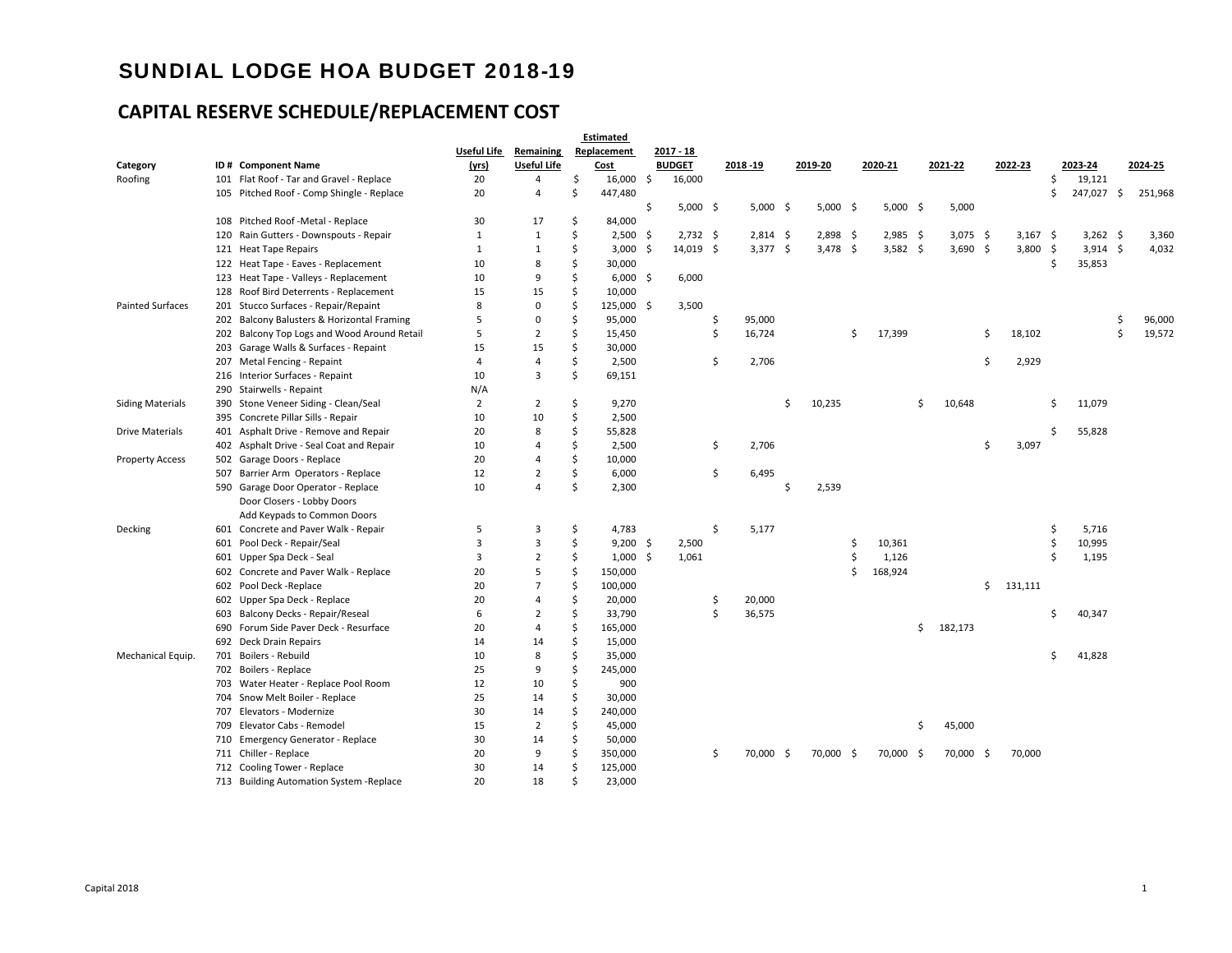# SUNDIAL LODGE HOA BUDGET 2018-19

## CAPITAL RESERVE SCHEDULE/REPLACEMENT COST

| Category | ID # | Component Name | Useful Life (yrs) | Remaining Useful Life | Estimated Replacement Cost | 2017 - 18 BUDGET | 2018 -19 | 2019-20 | 2020-21 | 2021-22 | 2022-23 | 2023-24 | 2024-25 |
|---|---|---|---|---|---|---|---|---|---|---|---|---|---|
| Roofing | 101 | Flat Roof - Tar and Gravel - Replace | 20 | 4 | $ 16,000 | $ 16,000 | | | | | | $ 19,121 | |
| | 105 | Pitched Roof - Comp Shingle - Replace | 20 | 4 | $ 447,480 | | | | | | | $ 247,027 | $ 251,968 |
| | | | | | | $ 5,000 | $ 5,000 | $ 5,000 | $ 5,000 | $ 5,000 | | | |
| | 108 | Pitched Roof -Metal - Replace | 30 | 17 | $ 84,000 | | | | | | | | |
| | 120 | Rain Gutters - Downspouts - Repair | 1 | 1 | $ 2,500 | $ 2,732 | $ 2,814 | $ 2,898 | $ 2,985 | $ 3,075 | $ 3,167 | $ 3,262 | $ 3,360 |
| | 121 | Heat Tape Repairs | 1 | 1 | $ 3,000 | $ 14,019 | $ 3,377 | $ 3,478 | $ 3,582 | $ 3,690 | $ 3,800 | $ 3,914 | $ 4,032 |
| | 122 | Heat Tape - Eaves - Replacement | 10 | 8 | $ 30,000 | | | | | | | $ 35,853 | |
| | 123 | Heat Tape - Valleys - Replacement | 10 | 9 | $ 6,000 | $ 6,000 | | | | | | | |
| | 128 | Roof Bird Deterrents - Replacement | 15 | 15 | $ 10,000 | | | | | | | | |
| Painted Surfaces | 201 | Stucco Surfaces - Repair/Repaint | 8 | 0 | $ 125,000 | $ 3,500 | | | | | | | |
| | 202 | Balcony Balusters & Horizontal Framing | 5 | 0 | $ 95,000 | | $ 95,000 | | | | | | $ 96,000 |
| | 202 | Balcony Top Logs and Wood Around Retail | 5 | 2 | $ 15,450 | | $ 16,724 | | $ 17,399 | | $ 18,102 | | $ 19,572 |
| | 203 | Garage Walls & Surfaces - Repaint | 15 | 15 | $ 30,000 | | | | | | | | |
| | 207 | Metal Fencing - Repaint | 4 | 4 | $ 2,500 | | $ 2,706 | | | | $ 2,929 | | |
| | 216 | Interior Surfaces - Repaint | 10 | 3 | $ 69,151 | | | | | | | | |
| | 290 | Stairwells - Repaint | N/A | | | | | | | | | | |
| Siding Materials | 390 | Stone Veneer Siding - Clean/Seal | 2 | 2 | $ 9,270 | | | $ 10,235 | | $ 10,648 | | $ 11,079 | |
| | 395 | Concrete Pillar Sills - Repair | 10 | 10 | $ 2,500 | | | | | | | | |
| Drive Materials | 401 | Asphalt Drive - Remove and Repair | 20 | 8 | $ 55,828 | | | | | | | $ 55,828 | |
| | 402 | Asphalt Drive - Seal Coat and Repair | 10 | 4 | $ 2,500 | | $ 2,706 | | | | $ 3,097 | | |
| Property Access | 502 | Garage Doors - Replace | 20 | 4 | $ 10,000 | | | | | | | | |
| | 507 | Barrier Arm Operators - Replace | 12 | 2 | $ 6,000 | | $ 6,495 | | | | | | |
| | 590 | Garage Door Operator - Replace | 10 | 4 | $ 2,300 | | | $ 2,539 | | | | | |
| | | Door Closers - Lobby Doors | | | | | | | | | | | |
| | | Add Keypads to Common Doors | | | | | | | | | | | |
| Decking | 601 | Concrete and Paver Walk - Repair | 5 | 3 | $ 4,783 | | $ 5,177 | | | | | $ 5,716 | |
| | 601 | Pool Deck - Repair/Seal | 3 | 3 | $ 9,200 | $ 2,500 | | | $ 10,361 | | | $ 10,995 | |
| | 601 | Upper Spa Deck - Seal | 3 | 2 | $ 1,000 | $ 1,061 | | | $ 1,126 | | | $ 1,195 | |
| | 602 | Concrete and Paver Walk - Replace | 20 | 5 | $ 150,000 | | | | $ 168,924 | | | | |
| | 602 | Pool Deck -Replace | 20 | 7 | $ 100,000 | | | | | | $ 131,111 | | |
| | 602 | Upper Spa Deck - Replace | 20 | 4 | $ 20,000 | | $ 20,000 | | | | | | |
| | 603 | Balcony Decks - Repair/Reseal | 6 | 2 | $ 33,790 | | $ 36,575 | | | | | $ 40,347 | |
| | 690 | Forum Side Paver Deck - Resurface | 20 | 4 | $ 165,000 | | | | | $ 182,173 | | | |
| | 692 | Deck Drain Repairs | 14 | 14 | $ 15,000 | | | | | | | | |
| Mechanical Equip. | 701 | Boilers - Rebuild | 10 | 8 | $ 35,000 | | | | | | | $ 41,828 | |
| | 702 | Boilers - Replace | 25 | 9 | $ 245,000 | | | | | | | | |
| | 703 | Water Heater - Replace Pool Room | 12 | 10 | $ 900 | | | | | | | | |
| | 704 | Snow Melt Boiler - Replace | 25 | 14 | $ 30,000 | | | | | | | | |
| | 707 | Elevators - Modernize | 30 | 14 | $ 240,000 | | | | | | | | |
| | 709 | Elevator Cabs - Remodel | 15 | 2 | $ 45,000 | | | | | $ 45,000 | | | |
| | 710 | Emergency Generator - Replace | 30 | 14 | $ 50,000 | | | | | | | | |
| | 711 | Chiller - Replace | 20 | 9 | $ 350,000 | | $ 70,000 | $ 70,000 | $ 70,000 | $ 70,000 | $ 70,000 | | |
| | 712 | Cooling Tower - Replace | 30 | 14 | $ 125,000 | | | | | | | | |
| | 713 | Building Automation System -Replace | 20 | 18 | $ 23,000 | | | | | | | | |

Capital 2018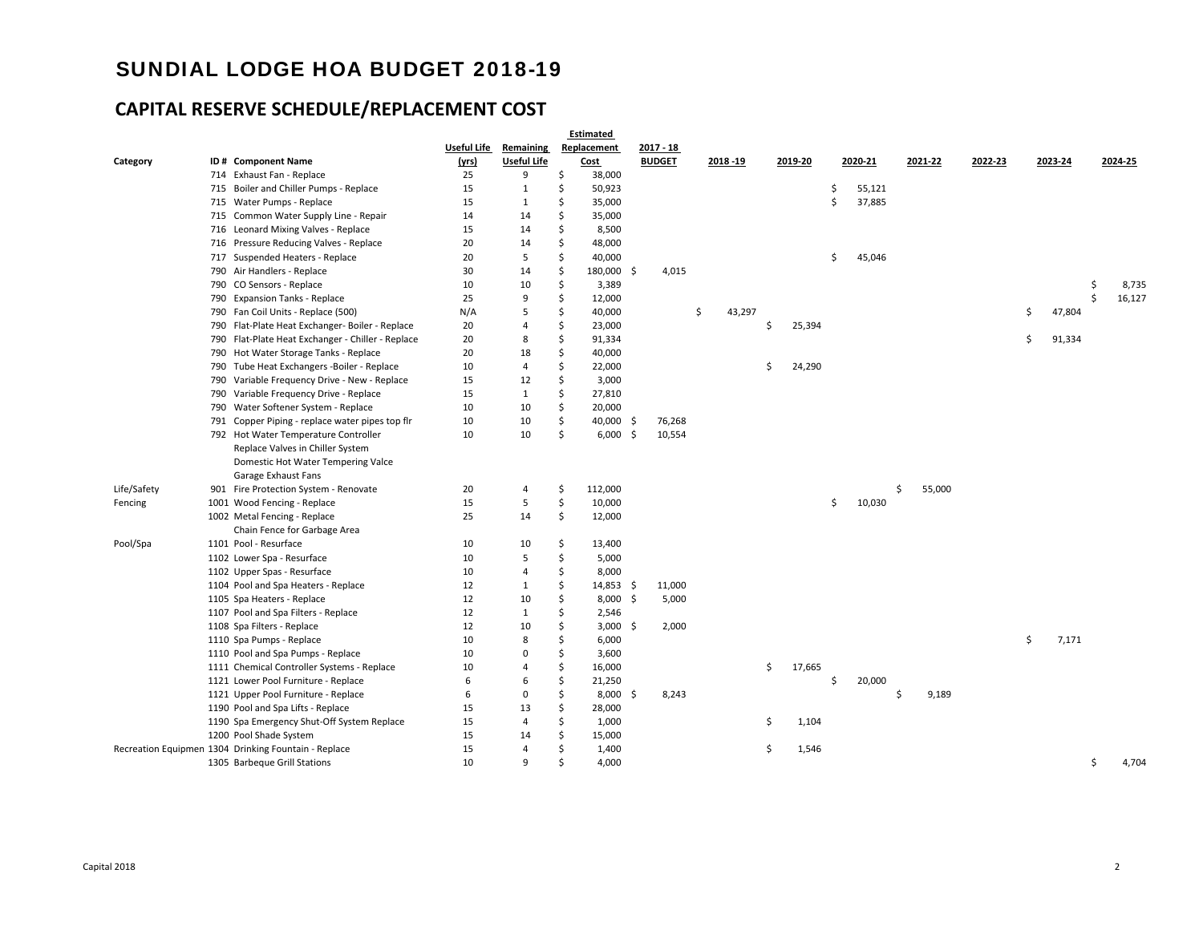# SUNDIAL LODGE HOA BUDGET 2018-19

## CAPITAL RESERVE SCHEDULE/REPLACEMENT COST

| Category | ID # | Component Name | Useful Life (yrs) | Remaining Useful Life | Estimated Replacement Cost | 2017 - 18 BUDGET | 2018 -19 | 2019-20 | 2020-21 | 2021-22 | 2022-23 | 2023-24 | 2024-25 |
|---|---|---|---|---|---|---|---|---|---|---|---|---|---|
| | 714 | Exhaust Fan - Replace | 25 | 9 | $ 38,000 | | | | | | | | |
| | 715 | Boiler and Chiller Pumps - Replace | 15 | 1 | $ 50,923 | | | | $ 55,121 | | | | |
| | 715 | Water Pumps - Replace | 15 | 1 | $ 35,000 | | | | $ 37,885 | | | | |
| | 715 | Common Water Supply Line - Repair | 14 | 14 | $ 35,000 | | | | | | | | |
| | 716 | Leonard Mixing Valves - Replace | 15 | 14 | $ 8,500 | | | | | | | | |
| | 716 | Pressure Reducing Valves - Replace | 20 | 14 | $ 48,000 | | | | | | | | |
| | 717 | Suspended Heaters - Replace | 20 | 5 | $ 40,000 | | | | $ 45,046 | | | | |
| | 790 | Air Handlers - Replace | 30 | 14 | $ 180,000 | $ 4,015 | | | | | | | |
| | 790 | CO Sensors - Replace | 10 | 10 | $ 3,389 | | | | | | | | $ 8,735 |
| | 790 | Expansion Tanks - Replace | 25 | 9 | $ 12,000 | | | | | | | | $ 16,127 |
| | 790 | Fan Coil Units - Replace (500) | N/A | 5 | $ 40,000 | | $ 43,297 | | | | | $ 47,804 | |
| | 790 | Flat-Plate Heat Exchanger- Boiler - Replace | 20 | 4 | $ 23,000 | | | $ 25,394 | | | | | |
| | 790 | Flat-Plate Heat Exchanger - Chiller - Replace | 20 | 8 | $ 91,334 | | | | | | | $ 91,334 | |
| | 790 | Hot Water Storage Tanks - Replace | 20 | 18 | $ 40,000 | | | | | | | | |
| | 790 | Tube Heat Exchangers -Boiler - Replace | 10 | 4 | $ 22,000 | | | $ 24,290 | | | | | |
| | 790 | Variable Frequency Drive - New - Replace | 15 | 12 | $ 3,000 | | | | | | | | |
| | 790 | Variable Frequency Drive - Replace | 15 | 1 | $ 27,810 | | | | | | | | |
| | 790 | Water Softener System - Replace | 10 | 10 | $ 20,000 | | | | | | | | |
| | 791 | Copper Piping - replace water pipes top flr | 10 | 10 | $ 40,000 | $ 76,268 | | | | | | | |
| | 792 | Hot Water Temperature Controller | 10 | 10 | $ 6,000 | $ 10,554 | | | | | | | |
| | | Replace Valves in Chiller System | | | | | | | | | | | |
| | | Domestic Hot Water Tempering Valce | | | | | | | | | | | |
| | | Garage Exhaust Fans | | | | | | | | | | | |
| Life/Safety | 901 | Fire Protection System - Renovate | 20 | 4 | $ 112,000 | | | | | $ 55,000 | | | |
| Fencing | 1001 | Wood Fencing - Replace | 15 | 5 | $ 10,000 | | | | $ 10,030 | | | | |
| | 1002 | Metal Fencing - Replace | 25 | 14 | $ 12,000 | | | | | | | | |
| | | Chain Fence for Garbage Area | | | | | | | | | | | |
| Pool/Spa | 1101 | Pool - Resurface | 10 | 10 | $ 13,400 | | | | | | | | |
| | 1102 | Lower Spa - Resurface | 10 | 5 | $ 5,000 | | | | | | | | |
| | 1102 | Upper Spas - Resurface | 10 | 4 | $ 8,000 | | | | | | | | |
| | 1104 | Pool and Spa Heaters - Replace | 12 | 1 | $ 14,853 | $ 11,000 | | | | | | | |
| | 1105 | Spa Heaters - Replace | 12 | 10 | $ 8,000 | $ 5,000 | | | | | | | |
| | 1107 | Pool and Spa Filters - Replace | 12 | 1 | $ 2,546 | | | | | | | | |
| | 1108 | Spa Filters - Replace | 12 | 10 | $ 3,000 | $ 2,000 | | | | | | | |
| | 1110 | Spa Pumps - Replace | 10 | 8 | $ 6,000 | | | | | | | $ 7,171 | |
| | 1110 | Pool and Spa Pumps - Replace | 10 | 0 | $ 3,600 | | | | | | | | |
| | 1111 | Chemical Controller Systems - Replace | 10 | 4 | $ 16,000 | | | $ 17,665 | | | | | |
| | 1121 | Lower Pool Furniture - Replace | 6 | 6 | $ 21,250 | | | | $ 20,000 | | | | |
| | 1121 | Upper Pool Furniture - Replace | 6 | 0 | $ 8,000 | $ 8,243 | | | | $ 9,189 | | | |
| | 1190 | Pool and Spa Lifts - Replace | 15 | 13 | $ 28,000 | | | | | | | | |
| | 1190 | Spa Emergency Shut-Off System Replace | 15 | 4 | $ 1,000 | | | $ 1,104 | | | | | |
| | 1200 | Pool Shade System | 15 | 14 | $ 15,000 | | | | | | | | |
| Recreation Equipmen | 1304 | Drinking Fountain - Replace | 15 | 4 | $ 1,400 | | | $ 1,546 | | | | | |
| | 1305 | Barbeque Grill Stations | 10 | 9 | $ 4,000 | | | | | | | | $ 4,704 |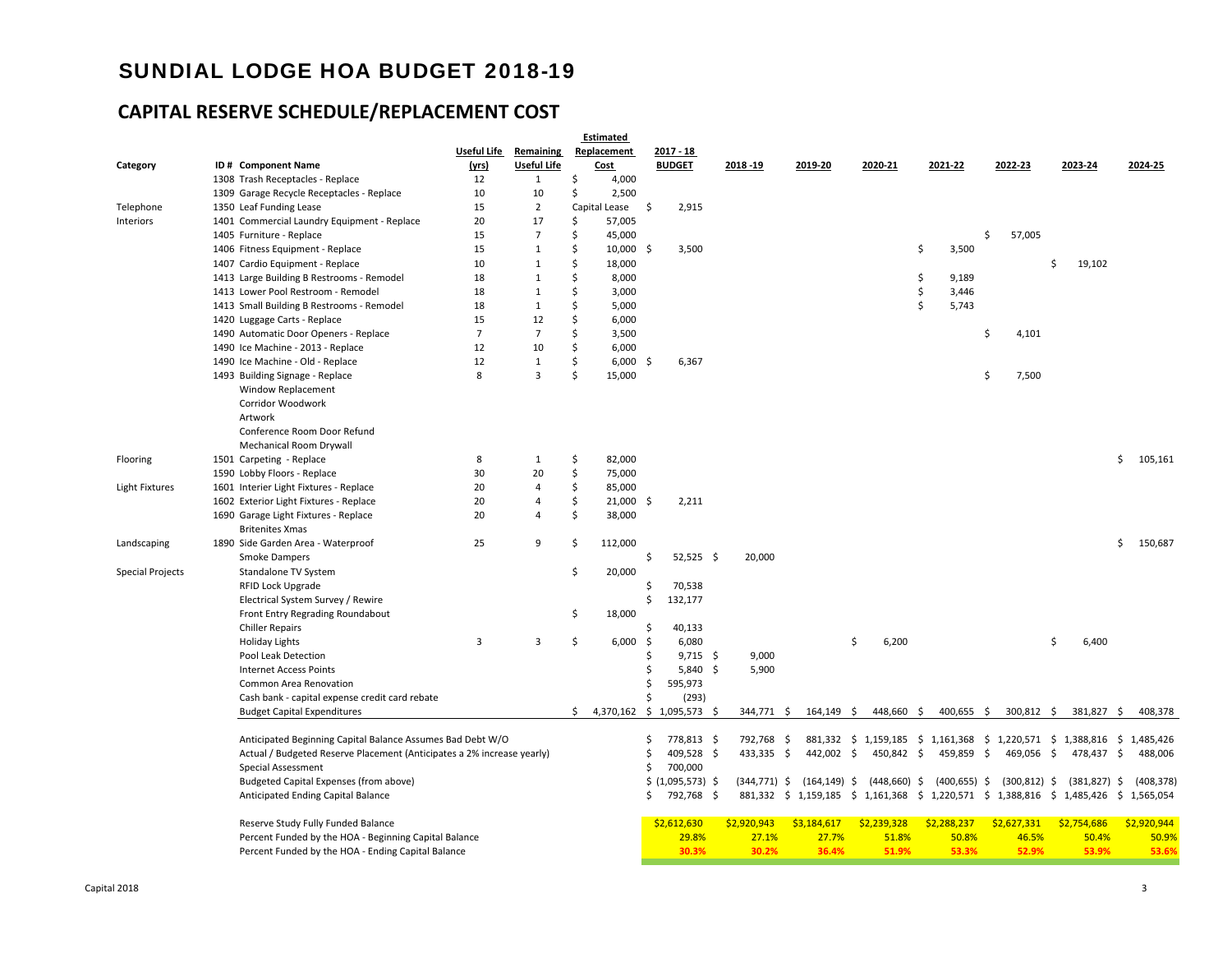# SUNDIAL LODGE HOA BUDGET 2018-19

## CAPITAL RESERVE SCHEDULE/REPLACEMENT COST

| Category | ID # | Component Name | Useful Life (yrs) | Remaining Useful Life | Estimated Replacement Cost | 2017 - 18 BUDGET | 2018 -19 | 2019-20 | 2020-21 | 2021-22 | 2022-23 | 2023-24 | 2024-25 |
|---|---|---|---|---|---|---|---|---|---|---|---|---|---|
| | 1308 | Trash Receptacles - Replace | 12 | 1 | $ 4,000 | | | | | | | | |
| | 1309 | Garage Recycle Receptacles - Replace | 10 | 10 | $ 2,500 | | | | | | | | |
| Telephone | 1350 | Leaf Funding Lease | 15 | 2 | Capital Lease | $ 2,915 | | | | | | | |
| Interiors | 1401 | Commercial Laundry Equipment - Replace | 20 | 17 | $ 57,005 | | | | | | | | |
| | 1405 | Furniture - Replace | 15 | 7 | $ 45,000 | | | | | | $ 57,005 | | |
| | 1406 | Fitness Equipment - Replace | 15 | 1 | $ 10,000 | $ 3,500 | | | | $ 3,500 | | | |
| | 1407 | Cardio Equipment - Replace | 10 | 1 | $ 18,000 | | | | | | | $ 19,102 | |
| | 1413 | Large Building B Restrooms - Remodel | 18 | 1 | $ 8,000 | | | | | $ 9,189 | | | |
| | 1413 | Lower Pool Restroom - Remodel | 18 | 1 | $ 3,000 | | | | | $ 3,446 | | | |
| | 1413 | Small Building B Restrooms - Remodel | 18 | 1 | $ 5,000 | | | | | $ 5,743 | | | |
| | 1420 | Luggage Carts - Replace | 15 | 12 | $ 6,000 | | | | | | | | |
| | 1490 | Automatic Door Openers - Replace | 7 | 7 | $ 3,500 | | | | | | $ 4,101 | | |
| | 1490 | Ice Machine - 2013 - Replace | 12 | 10 | $ 6,000 | | | | | | | | |
| | 1490 | Ice Machine - Old - Replace | 12 | 1 | $ 6,000 | $ 6,367 | | | | | | | |
| | 1493 | Building Signage - Replace | 8 | 3 | $ 15,000 | | | | | | $ 7,500 | | |
| | | Window Replacement | | | | | | | | | | | |
| | | Corridor Woodwork | | | | | | | | | | | |
| | | Artwork | | | | | | | | | | | |
| | | Conference Room Door Refund | | | | | | | | | | | |
| | | Mechanical Room Drywall | | | | | | | | | | | |
| Flooring | 1501 | Carpeting - Replace | 8 | 1 | $ 82,000 | | | | | | | | $ 105,161 |
| | 1590 | Lobby Floors - Replace | 30 | 20 | $ 75,000 | | | | | | | | |
| Light Fixtures | 1601 | Interier Light Fixtures - Replace | 20 | 4 | $ 85,000 | | | | | | | | |
| | 1602 | Exterior Light Fixtures - Replace | 20 | 4 | $ 21,000 | $ 2,211 | | | | | | | |
| | 1690 | Garage Light Fixtures - Replace | 20 | 4 | $ 38,000 | | | | | | | | |
| | | Britenites Xmas | | | | | | | | | | | |
| Landscaping | 1890 | Side Garden Area - Waterproof | 25 | 9 | $ 112,000 | | | | | | | | $ 150,687 |
| | | Smoke Dampers | | | | $ 52,525 | $ 20,000 | | | | | | |
| Special Projects | | Standalone TV System | | | $ 20,000 | | | | | | | | |
| | | RFID Lock Upgrade | | | | $ 70,538 | | | | | | | |
| | | Electrical System Survey / Rewire | | | | $ 132,177 | | | | | | | |
| | | Front Entry Regrading Roundabout | | | $ 18,000 | | | | | | | | |
| | | Chiller Repairs | | | | $ 40,133 | | | | | | | |
| | | Holiday Lights | 3 | 3 | $ 6,000 | $ 6,080 | | | $ 6,200 | | | $ 6,400 | |
| | | Pool Leak Detection | | | | $ 9,715 | $ 9,000 | | | | | | |
| | | Internet Access Points | | | | $ 5,840 | $ 5,900 | | | | | | |
| | | Common Area Renovation | | | | $ 595,973 | | | | | | | |
| | | Cash bank - capital expense credit card rebate | | | | $ (293) | | | | | | | |
| | | Budget Capital Expenditures | | | $ 4,370,162 | $ 1,095,573 | $ 344,771 | $ 164,149 | $ 448,660 | $ 400,655 | $ 300,812 | $ 381,827 | $ 408,378 |
| | | | | | | | | | | | | | |
| | | Anticipated Beginning Capital Balance Assumes Bad Debt W/O | | | | $ 778,813 | $ 792,768 | $ 881,332 | $ 1,159,185 | $ 1,161,368 | $ 1,220,571 | $ 1,388,816 | $ 1,485,426 |
| | | Actual / Budgeted Reserve Placement (Anticipates a 2% increase yearly) | | | | $ 409,528 | $ 433,335 | $ 442,002 | $ 450,842 | $ 459,859 | $ 469,056 | $ 478,437 | $ 488,006 |
| | | Special Assessment | | | | $ 700,000 | | | | | | | |
| | | Budgeted Capital Expenses (from above) | | | | $ (1,095,573) | $ (344,771) | $ (164,149) | $ (448,660) | $ (400,655) | $ (300,812) | $ (381,827) | $ (408,378) |
| | | Anticipated Ending Capital Balance | | | | $ 792,768 | $ 881,332 | $ 1,159,185 | $ 1,161,368 | $ 1,220,571 | $ 1,388,816 | $ 1,485,426 | $ 1,565,054 |
| | | | | | | | | | | | | | |
| | | Reserve Study Fully Funded Balance | | | | $2,612,630 | $2,920,943 | $3,184,617 | $2,239,328 | $2,288,237 | $2,627,331 | $2,754,686 | $2,920,944 |
| | | Percent Funded by the HOA - Beginning Capital Balance | | | | 29.8% | 27.1% | 27.7% | 51.8% | 50.8% | 46.5% | 50.4% | 50.9% |
| | | Percent Funded by the HOA - Ending Capital Balance | | | | 30.3% | 30.2% | 36.4% | 51.9% | 53.3% | 52.9% | 53.9% | 53.6% |

Capital 2018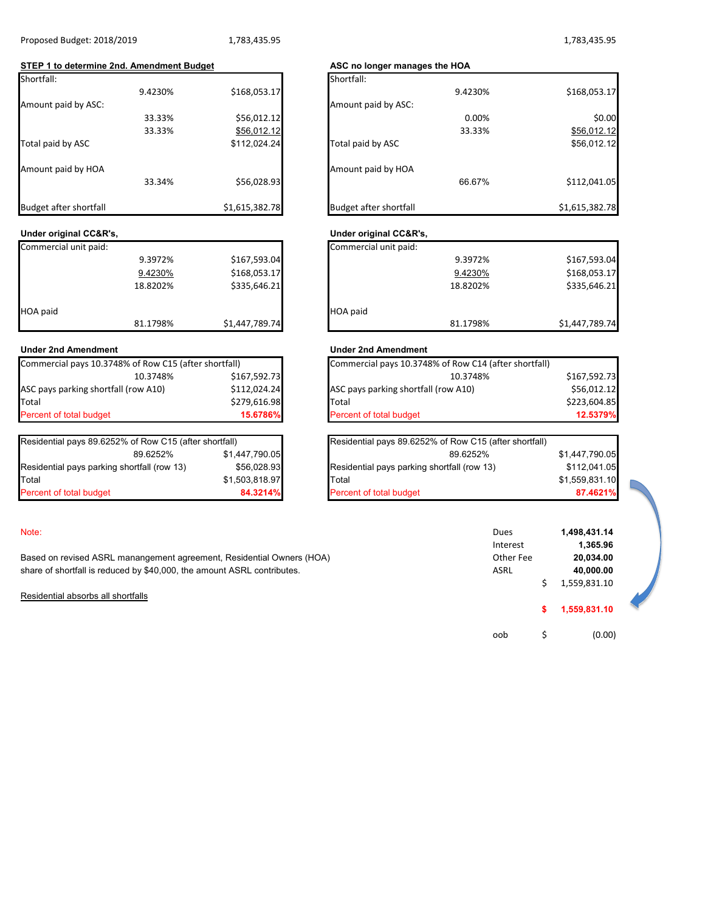Proposed Budget: 2018/2019 1,783,435.95 1,783,435.95

**STEP 1 to determine 2nd. Amendment Budget**

| | | |
|---|---|---|
| Shortfall: | | |
| | 9.4230% | $168,053.17 |
| Amount paid by ASC: | | |
| | 33.33% | $56,012.12 |
| | 33.33% | $56,012.12 |
| Total paid by ASC | | $112,024.24 |
| Amount paid by HOA | | |
| | 33.34% | $56,028.93 |
| Budget after shortfall | | $1,615,382.78 |

**Under original CC&R's,**

| | | |
|---|---|---|
| Commercial unit paid: | | |
| | 9.3972% | $167,593.04 |
| | 9.4230% | $168,053.17 |
| | 18.8202% | $335,646.21 |
| HOA paid | | |
| | 81.1798% | $1,447,789.74 |

**Under 2nd Amendment**

| | | |
|---|---|---|
| Commercial pays 10.3748% of Row C15 (after shortfall) | | |
| | 10.3748% | $167,592.73 |
| ASC pays parking shortfall (row A10) | | $112,024.24 |
| Total | | $279,616.98 |
| Percent of total budget | | **15.6786%** |

| | | |
|---|---|---|
| Residential pays 89.6252% of Row C15 (after shortfall) | | |
| | 89.6252% | $1,447,790.05 |
| Residential pays parking shortfall (row 13) | | $56,028.93 |
| Total | | $1,503,818.97 |
| Percent of total budget | | **84.3214%** |

**ASC no longer manages the HOA**

| | | |
|---|---|---|
| Shortfall: | | |
| | 9.4230% | $168,053.17 |
| Amount paid by ASC: | | |
| | 0.00% | $0.00 |
| | 33.33% | $56,012.12 |
| Total paid by ASC | | $56,012.12 |
| Amount paid by HOA | | |
| | 66.67% | $112,041.05 |
| Budget after shortfall | | $1,615,382.78 |

**Under original CC&R's,**

| | | |
|---|---|---|
| Commercial unit paid: | | |
| | 9.3972% | $167,593.04 |
| | 9.4230% | $168,053.17 |
| | 18.8202% | $335,646.21 |
| HOA paid | | |
| | 81.1798% | $1,447,789.74 |

**Under 2nd Amendment**

| | | |
|---|---|---|
| Commercial pays 10.3748% of Row C14 (after shortfall) | | |
| | 10.3748% | $167,592.73 |
| ASC pays parking shortfall (row A10) | | $56,012.12 |
| Total | | $223,604.85 |
| Percent of total budget | | **12.5379%** |

| | | |
|---|---|---|
| Residential pays 89.6252% of Row C15 (after shortfall) | | |
| | 89.6252% | $1,447,790.05 |
| Residential pays parking shortfall (row 13) | | $112,041.05 |
| Total | | $1,559,831.10 |
| Percent of total budget | | **87.4621%** |

Note:

Based on revised ASRL manangement agreement, Residential Owners (HOA) share of shortfall is reduced by $40,000, the amount ASRL contributes.

Residential absorbs all shortfalls

| | | |
|---|---|---|
| Dues | | **1,498,431.14** |
| Interest | | **1,365.96** |
| Other Fee | | **20,034.00** |
| ASRL | | **40,000.00** |
| | $ | 1,559,831.10 |
| | **$** | **1,559,831.10** |
| oob | $ | (0.00) |